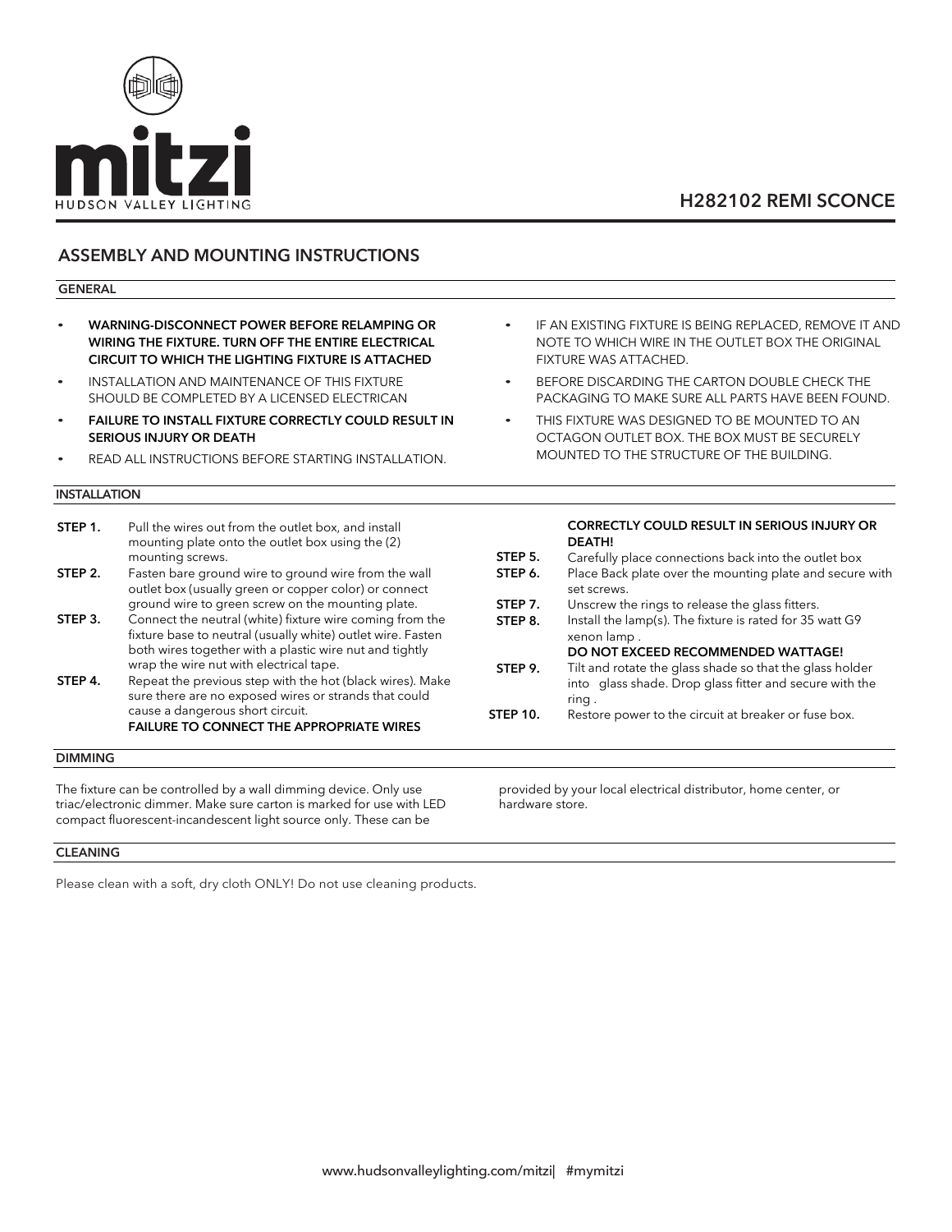mitzi

HUDSON VALLEY LIGHTING

# H282102 REMI SCONCE

## ASSEMBLY AND MOUNTING INSTRUCTIONS

### GENERAL

- **WARNING-DISCONNECT POWER BEFORE RELAMPING OR WIRING THE FIXTURE. TURN OFF THE ENTIRE ELECTRICAL CIRCUIT TO WHICH THE LIGHTING FIXTURE IS ATTACHED**
- INSTALLATION AND MAINTENANCE OF THIS FIXTURE SHOULD BE COMPLETED BY A LICENSED ELECTRICAN
- **FAILURE TO INSTALL FIXTURE CORRECTLY COULD RESULT IN SERIOUS INJURY OR DEATH**
- READ ALL INSTRUCTIONS BEFORE STARTING INSTALLATION.
- IF AN EXISTING FIXTURE IS BEING REPLACED, REMOVE IT AND NOTE TO WHICH WIRE IN THE OUTLET BOX THE ORIGINAL FIXTURE WAS ATTACHED.
- BEFORE DISCARDING THE CARTON DOUBLE CHECK THE PACKAGING TO MAKE SURE ALL PARTS HAVE BEEN FOUND.
- THIS FIXTURE WAS DESIGNED TO BE MOUNTED TO AN OCTAGON OUTLET BOX. THE BOX MUST BE SECURELY MOUNTED TO THE STRUCTURE OF THE BUILDING.

### INSTALLATION

**STEP 1.** Pull the wires out from the outlet box, and install mounting plate onto the outlet box using the (2) mounting screws.

**STEP 2.** Fasten bare ground wire to ground wire from the wall outlet box (usually green or copper color) or connect ground wire to green screw on the mounting plate.

**STEP 3.** Connect the neutral (white) fixture wire coming from the fixture base to neutral (usually white) outlet wire. Fasten both wires together with a plastic wire nut and tightly wrap the wire nut with electrical tape.

**STEP 4.** Repeat the previous step with the hot (black wires). Make sure there are no exposed wires or strands that could cause a dangerous short circuit.
**FAILURE TO CONNECT THE APPROPRIATE WIRES CORRECTLY COULD RESULT IN SERIOUS INJURY OR DEATH!**

**STEP 5.** Carefully place connections back into the outlet box

**STEP 6.** Place Back plate over the mounting plate and secure with set screws.

**STEP 7.** Unscrew the rings to release the glass fitters.

**STEP 8.** Install the lamp(s). The fixture is rated for 35 watt G9 xenon lamp .
**DO NOT EXCEED RECOMMENDED WATTAGE!**

**STEP 9.** Tilt and rotate the glass shade so that the glass holder into glass shade. Drop glass fitter and secure with the ring .

**STEP 10.** Restore power to the circuit at breaker or fuse box.

### DIMMING

The fixture can be controlled by a wall dimming device. Only use triac/electronic dimmer. Make sure carton is marked for use with LED compact fluorescent-incandescent light source only. These can be provided by your local electrical distributor, home center, or hardware store.

### CLEANING

Please clean with a soft, dry cloth ONLY! Do not use cleaning products.

www.hudsonvalleylighting.com/mitzi| #mymitzi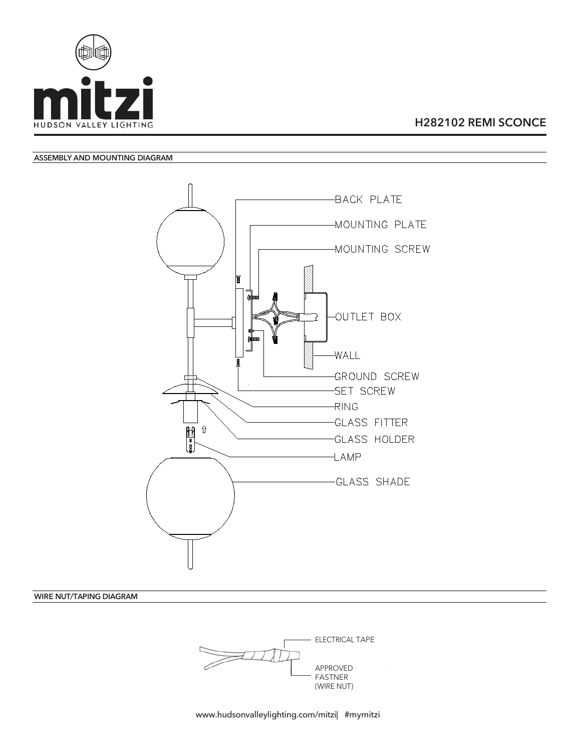mitzi

HUDSON VALLEY LIGHTING

## H282102 REMI SCONCE

### ASSEMBLY AND MOUNTING DIAGRAM

BACK PLATE

MOUNTING PLATE

MOUNTING SCREW

OUTLET BOX

WALL

GROUND SCREW

SET SCREW

RING

GLASS FITTER

GLASS HOLDER

LAMP

GLASS SHADE

### WIRE NUT/TAPING DIAGRAM

ELECTRICAL TAPE

APPROVED FASTNER (WIRE NUT)

www.hudsonvalleylighting.com/mitzi| #mymitzi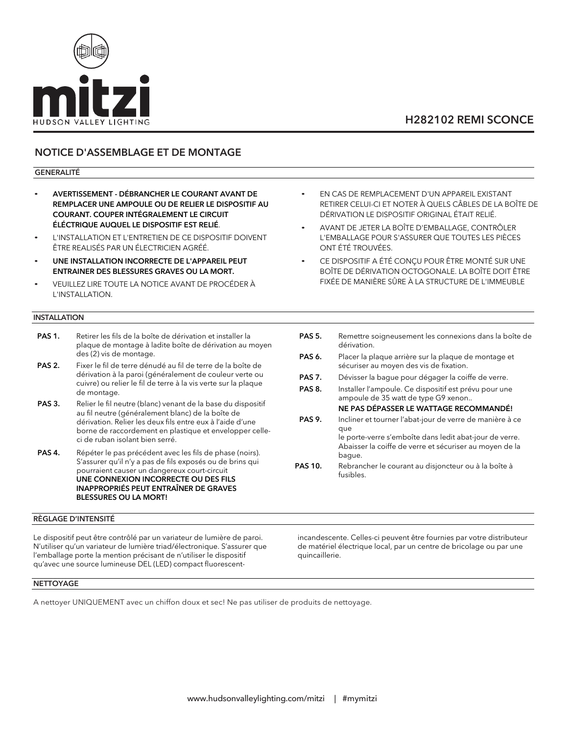mitzi
HUDSON VALLEY LIGHTING

# H282102 REMI SCONCE

## NOTICE D'ASSEMBLAGE ET DE MONTAGE

### GENERALITÉ

- **AVERTISSEMENT - DÉBRANCHER LE COURANT AVANT DE REMPLACER UNE AMPOULE OU DE RELIER LE DISPOSITIF AU COURANT. COUPER INTÉGRALEMENT LE CIRCUIT ÉLÉCTRIQUE AUQUEL LE DISPOSITIF EST RELIÉ**.
- L'INSTALLATION ET L'ENTRETIEN DE CE DISPOSITIF DOIVENT ÊTRE REALISÉS PAR UN ÉLECTRICIEN AGRÉÉ.
- **UNE INSTALLATION INCORRECTE DE L'APPAREIL PEUT ENTRAINER DES BLESSURES GRAVES OU LA MORT.**
- VEUILLEZ LIRE TOUTE LA NOTICE AVANT DE PROCÉDER À L'INSTALLATION.
- EN CAS DE REMPLACEMENT D'UN APPAREIL EXISTANT RETIRER CELUI-CI ET NOTER À QUELS CÂBLES DE LA BOÎTE DE DÉRIVATION LE DISPOSITIF ORIGINAL ÉTAIT RELIÉ.
- AVANT DE JETER LA BOÎTE D'EMBALLAGE, CONTRÔLER L'EMBALLAGE POUR S'ASSURER QUE TOUTES LES PIÈCES ONT ÉTÉ TROUVÉES.
- CE DISPOSITIF A ÉTÉ CONÇU POUR ÊTRE MONTÉ SUR UNE BOÎTE DE DÉRIVATION OCTOGONALE. LA BOÎTE DOIT ÊTRE FIXÉE DE MANIÈRE SÛRE À LA STRUCTURE DE L'IMMEUBLE

### INSTALLATION

**PAS 1.** Retirer les fils de la boîte de dérivation et installer la plaque de montage à ladite boîte de dérivation au moyen des (2) vis de montage.

**PAS 2.** Fixer le fil de terre dénudé au fil de terre de la boîte de dérivation à la paroi (généralement de couleur verte ou cuivre) ou relier le fil de terre à la vis verte sur la plaque de montage.

**PAS 3.** Relier le fil neutre (blanc) venant de la base du dispositif au fil neutre (généralement blanc) de la boîte de dérivation. Relier les deux fils entre eux à l'aide d'une borne de raccordement en plastique et envelopper celle-ci de ruban isolant bien serré.

**PAS 4.** Répéter le pas précédent avec les fils de phase (noirs). S'assurer qu'il n'y a pas de fils exposés ou de brins qui pourraient causer un dangereux court-circuit
**UNE CONNEXION INCORRECTE OU DES FILS INAPPROPRIÉS PEUT ENTRAÎNER DE GRAVES BLESSURES OU LA MORT!**

**PAS 5.** Remettre soigneusement les connexions dans la boîte de dérivation.

**PAS 6.** Placer la plaque arrière sur la plaque de montage et sécuriser au moyen des vis de fixation.

**PAS 7.** Dévisser la bague pour dégager la coiffe de verre.

**PAS 8.** Installer l'ampoule. Ce dispositif est prévu pour une ampoule de 35 watt de type G9 xenon..
**NE PAS DÉPASSER LE WATTAGE RECOMMANDÉ!**

**PAS 9.** Incliner et tourner l'abat-jour de verre de manière à ce que
le porte-verre s'emboîte dans ledit abat-jour de verre. Abaisser la coiffe de verre et sécuriser au moyen de la bague.

**PAS 10.** Rebrancher le courant au disjoncteur ou à la boîte à fusibles.

### RÈGLAGE D'INTENSITÉ

Le dispositif peut être contrôlé par un variateur de lumière de paroi. N'utiliser qu'un variateur de lumière triad/électronique. S'assurer que l'emballage porte la mention précisant de n'utiliser le dispositif qu'avec une source lumineuse DEL (LED) compact fluorescent-incandescente. Celles-ci peuvent être fournies par votre distributeur de matériel électrique local, par un centre de bricolage ou par une quincaillerie.

### NETTOYAGE

A nettoyer UNIQUEMENT avec un chiffon doux et sec! Ne pas utiliser de produits de nettoyage.

www.hudsonvalleylighting.com/mitzi | #mymitzi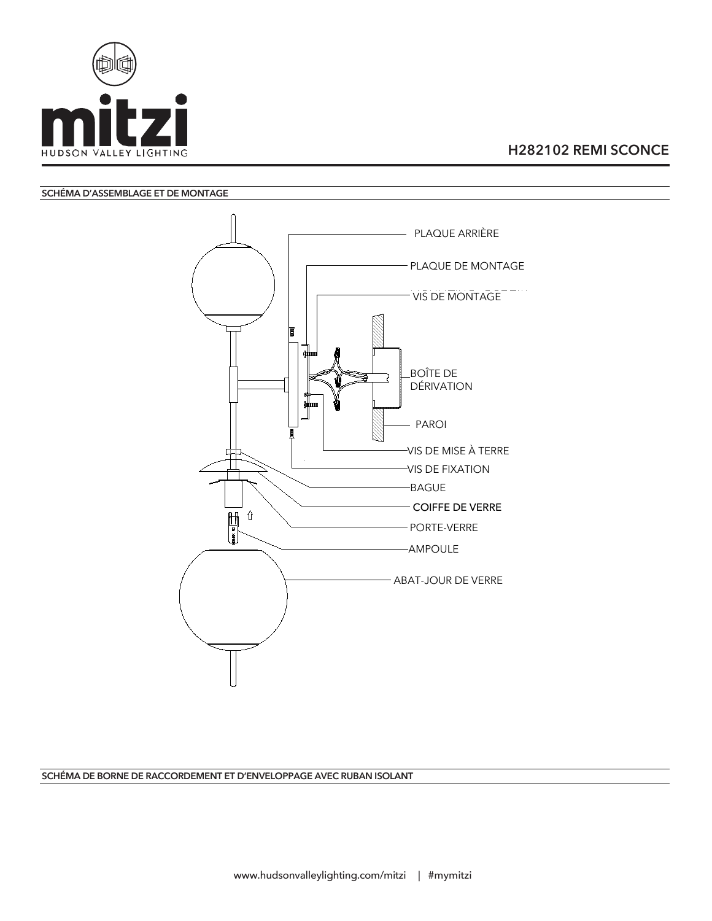# H282102 REMI SCONCE

## SCHÉMA D'ASSEMBLAGE ET DE MONTAGE

PLAQUE ARRIÈRE

PLAQUE DE MONTAGE

VIS DE MONTAGE

BOÎTE DE DÉRIVATION

PAROI

VIS DE MISE À TERRE

VIS DE FIXATION

BAGUE

COIFFE DE VERRE

PORTE-VERRE

AMPOULE

ABAT-JOUR DE VERRE

## SCHÉMA DE BORNE DE RACCORDEMENT ET D'ENVELOPPAGE AVEC RUBAN ISOLANT

www.hudsonvalleylighting.com/mitzi | #mymitzi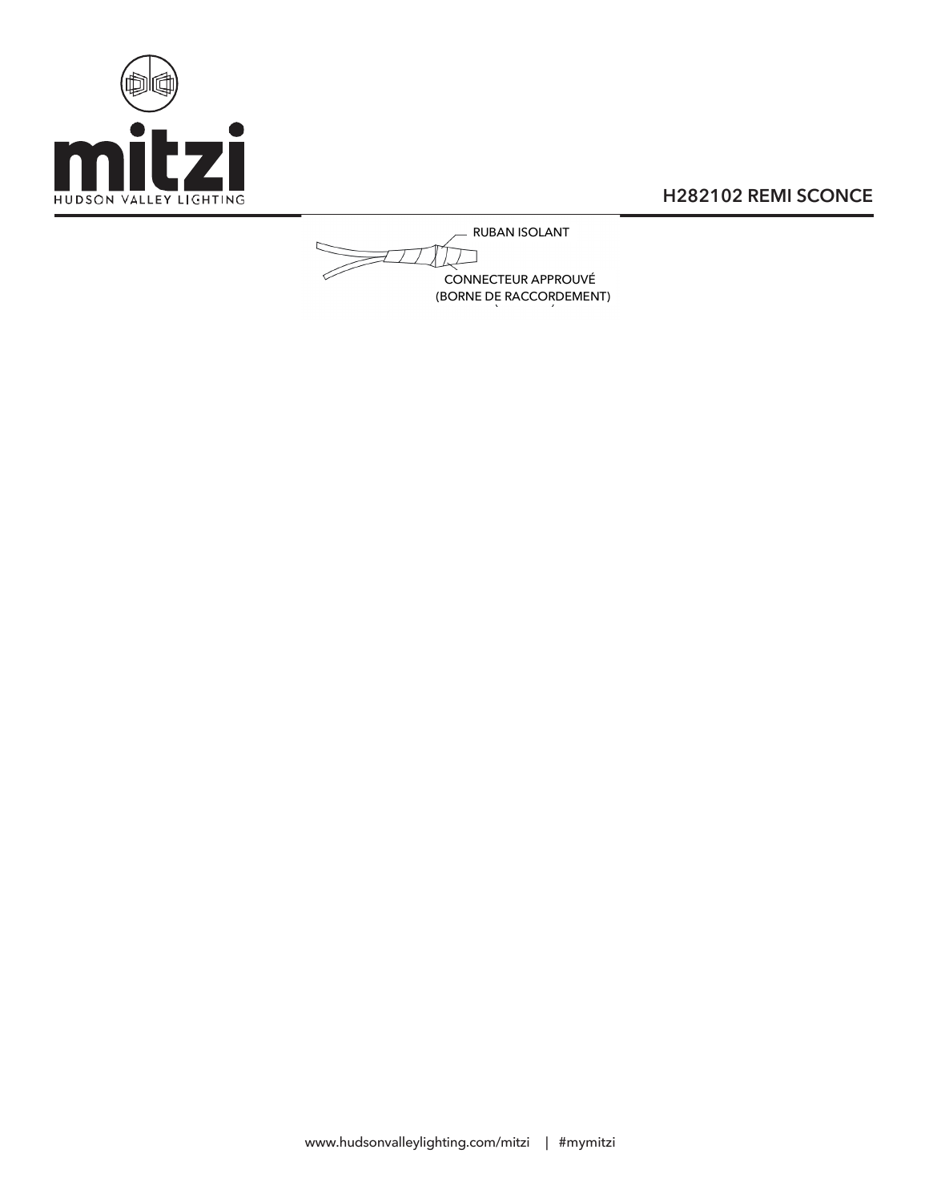RUBAN ISOLANT

CONNECTEUR APPROUVÉ
(BORNE DE RACCORDEMENT)